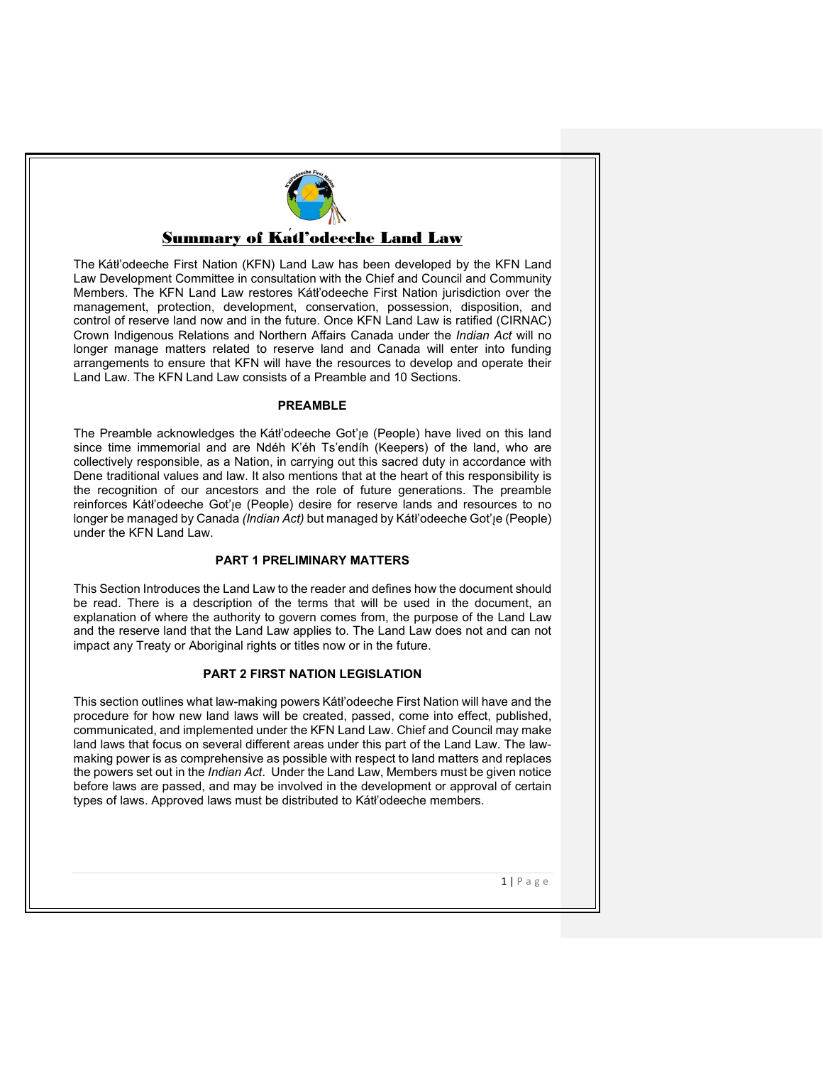# Summary of Kátł'odeeche Land Law

The Kátł'odeeche First Nation (KFN) Land Law has been developed by the KFN Land Law Development Committee in consultation with the Chief and Council and Community Members. The KFN Land Law restores Kátł'odeeche First Nation jurisdiction over the management, protection, development, conservation, possession, disposition, and control of reserve land now and in the future. Once KFN Land Law is ratified (CIRNAC) Crown Indigenous Relations and Northern Affairs Canada under the *Indian Act* will no longer manage matters related to reserve land and Canada will enter into funding arrangements to ensure that KFN will have the resources to develop and operate their Land Law. The KFN Land Law consists of a Preamble and 10 Sections.

## PREAMBLE

The Preamble acknowledges the Kátł'odeeche Got'ı̨e (People) have lived on this land since time immemorial and are Ndéh K'éh Ts'endíh (Keepers) of the land, who are collectively responsible, as a Nation, in carrying out this sacred duty in accordance with Dene traditional values and law. It also mentions that at the heart of this responsibility is the recognition of our ancestors and the role of future generations. The preamble reinforces Kátł'odeeche Got'ı̨e (People) desire for reserve lands and resources to no longer be managed by Canada *(Indian Act)* but managed by Kátł'odeeche Got'ı̨e (People) under the KFN Land Law.

## PART 1 PRELIMINARY MATTERS

This Section Introduces the Land Law to the reader and defines how the document should be read. There is a description of the terms that will be used in the document, an explanation of where the authority to govern comes from, the purpose of the Land Law and the reserve land that the Land Law applies to. The Land Law does not and can not impact any Treaty or Aboriginal rights or titles now or in the future.

## PART 2 FIRST NATION LEGISLATION

This section outlines what law-making powers Kátł'odeeche First Nation will have and the procedure for how new land laws will be created, passed, come into effect, published, communicated, and implemented under the KFN Land Law. Chief and Council may make land laws that focus on several different areas under this part of the Land Law. The law-making power is as comprehensive as possible with respect to land matters and replaces the powers set out in the *Indian Act*. Under the Land Law, Members must be given notice before laws are passed, and may be involved in the development or approval of certain types of laws. Approved laws must be distributed to Kátł'odeeche members.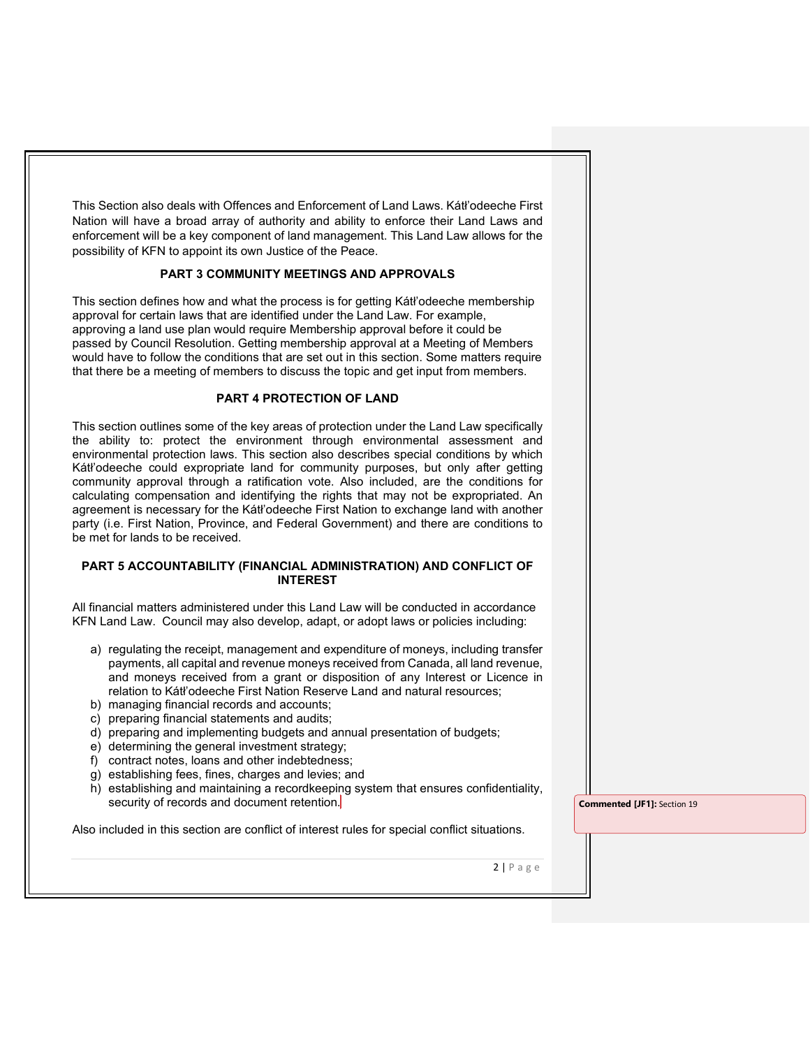This Section also deals with Offences and Enforcement of Land Laws. Kátł'odeeche First Nation will have a broad array of authority and ability to enforce their Land Laws and enforcement will be a key component of land management. This Land Law allows for the possibility of KFN to appoint its own Justice of the Peace.

### PART 3 COMMUNITY MEETINGS AND APPROVALS

This section defines how and what the process is for getting Kátł'odeeche membership approval for certain laws that are identified under the Land Law. For example, approving a land use plan would require Membership approval before it could be passed by Council Resolution. Getting membership approval at a Meeting of Members would have to follow the conditions that are set out in this section. Some matters require that there be a meeting of members to discuss the topic and get input from members.

### PART 4 PROTECTION OF LAND

This section outlines some of the key areas of protection under the Land Law specifically the ability to: protect the environment through environmental assessment and environmental protection laws. This section also describes special conditions by which Kátł'odeeche could expropriate land for community purposes, but only after getting community approval through a ratification vote. Also included, are the conditions for calculating compensation and identifying the rights that may not be expropriated. An agreement is necessary for the Kátł'odeeche First Nation to exchange land with another party (i.e. First Nation, Province, and Federal Government) and there are conditions to be met for lands to be received.

### PART 5 ACCOUNTABILITY (FINANCIAL ADMINISTRATION) AND CONFLICT OF INTEREST

All financial matters administered under this Land Law will be conducted in accordance KFN Land Law. Council may also develop, adapt, or adopt laws or policies including:

a) regulating the receipt, management and expenditure of moneys, including transfer payments, all capital and revenue moneys received from Canada, all land revenue, and moneys received from a grant or disposition of any Interest or Licence in relation to Kátł'odeeche First Nation Reserve Land and natural resources;
b) managing financial records and accounts;
c) preparing financial statements and audits;
d) preparing and implementing budgets and annual presentation of budgets;
e) determining the general investment strategy;
f) contract notes, loans and other indebtedness;
g) establishing fees, fines, charges and levies; and
h) establishing and maintaining a recordkeeping system that ensures confidentiality, security of records and document retention.

**Commented [JF1]:** Section 19

Also included in this section are conflict of interest rules for special conflict situations.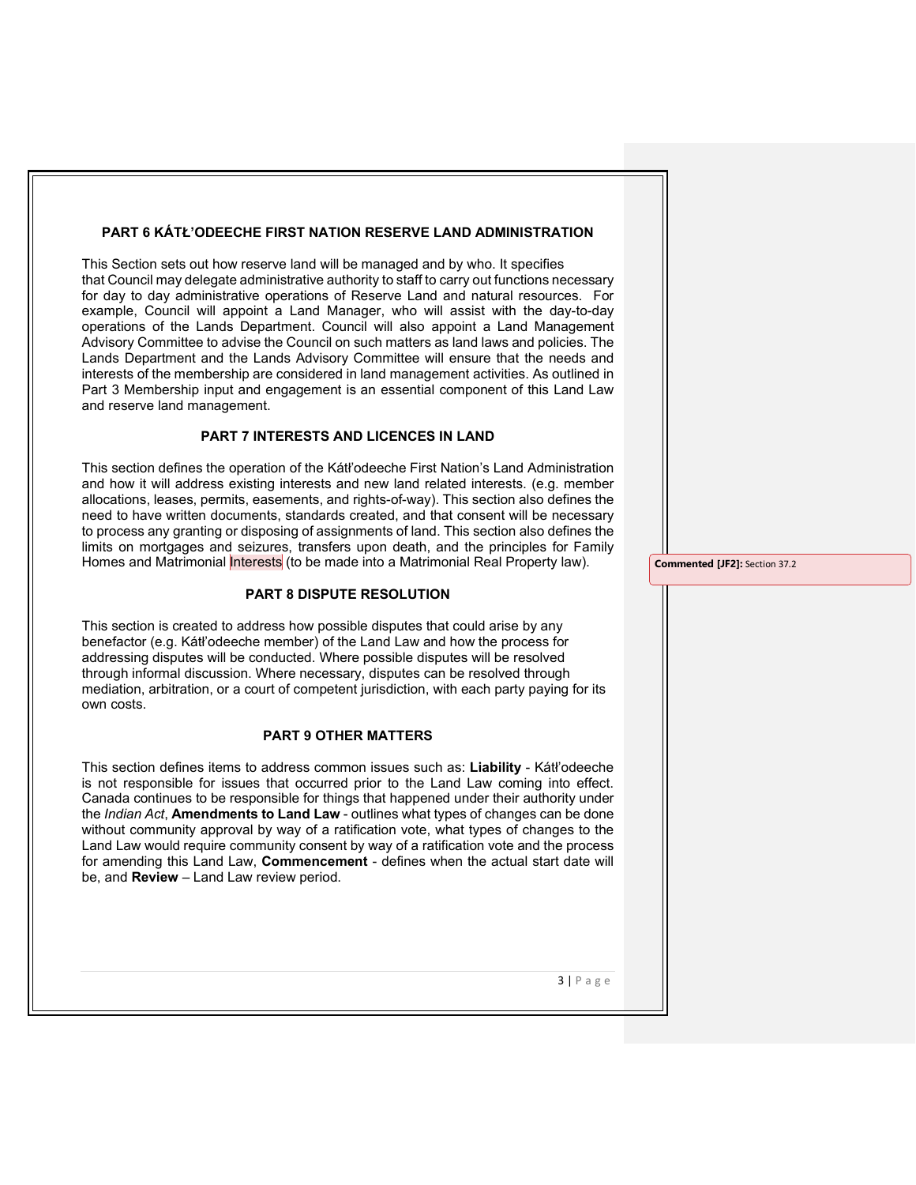## PART 6 KÁTŁ'ODEECHE FIRST NATION RESERVE LAND ADMINISTRATION

This Section sets out how reserve land will be managed and by who. It specifies that Council may delegate administrative authority to staff to carry out functions necessary for day to day administrative operations of Reserve Land and natural resources. For example, Council will appoint a Land Manager, who will assist with the day-to-day operations of the Lands Department. Council will also appoint a Land Management Advisory Committee to advise the Council on such matters as land laws and policies. The Lands Department and the Lands Advisory Committee will ensure that the needs and interests of the membership are considered in land management activities. As outlined in Part 3 Membership input and engagement is an essential component of this Land Law and reserve land management.

## PART 7 INTERESTS AND LICENCES IN LAND

This section defines the operation of the Kátł'odeeche First Nation's Land Administration and how it will address existing interests and new land related interests. (e.g. member allocations, leases, permits, easements, and rights-of-way). This section also defines the need to have written documents, standards created, and that consent will be necessary to process any granting or disposing of assignments of land. This section also defines the limits on mortgages and seizures, transfers upon death, and the principles for Family Homes and Matrimonial Interests (to be made into a Matrimonial Real Property law).

**Commented [JF2]:** Section 37.2

## PART 8 DISPUTE RESOLUTION

This section is created to address how possible disputes that could arise by any benefactor (e.g. Kátł'odeeche member) of the Land Law and how the process for addressing disputes will be conducted. Where possible disputes will be resolved through informal discussion. Where necessary, disputes can be resolved through mediation, arbitration, or a court of competent jurisdiction, with each party paying for its own costs.

## PART 9 OTHER MATTERS

This section defines items to address common issues such as: **Liability** - Kátł'odeeche is not responsible for issues that occurred prior to the Land Law coming into effect. Canada continues to be responsible for things that happened under their authority under the *Indian Act*, **Amendments to Land Law** - outlines what types of changes can be done without community approval by way of a ratification vote, what types of changes to the Land Law would require community consent by way of a ratification vote and the process for amending this Land Law, **Commencement** - defines when the actual start date will be, and **Review** – Land Law review period.